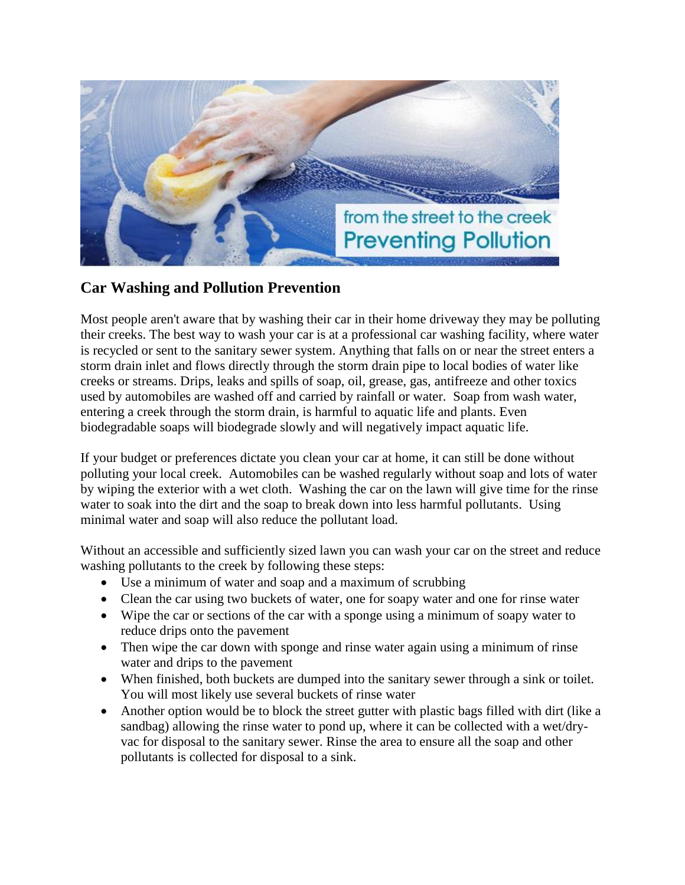## Car Washing and Pollution Prevention

Most people aren't aware that by washing their car in their home driveway they may be polluting their creeks. The best way to wash your car is at a professional car washing facility, where water is recycled or sent to the sanitary sewer system. Anything that falls on or near the street enters a storm drain inlet and flows directly through the storm drain pipe to local bodies of water like creeks or streams. Drips, leaks and spills of soap, oil, grease, gas, antifreeze and other toxics used by automobiles are washed off and carried by rainfall or water. Soap from wash water, entering a creek through the storm drain, is harmful to aquatic life and plants. Even biodegradable soaps will biodegrade slowly and will negatively impact aquatic life.

If your budget or preferences dictate you clean your car at home, it can still be done without polluting your local creek. Automobiles can be washed regularly without soap and lots of water by wiping the exterior with a wet cloth. Washing the car on the lawn will give time for the rinse water to soak into the dirt and the soap to break down into less harmful pollutants. Using minimal water and soap will also reduce the pollutant load.

Without an accessible and sufficiently sized lawn you can wash your car on the street and reduce washing pollutants to the creek by following these steps:

- Use a minimum of water and soap and a maximum of scrubbing
- Clean the car using two buckets of water, one for soapy water and one for rinse water
- Wipe the car or sections of the car with a sponge using a minimum of soapy water to reduce drips onto the pavement
- Then wipe the car down with sponge and rinse water again using a minimum of rinse water and drips to the pavement
- When finished, both buckets are dumped into the sanitary sewer through a sink or toilet. You will most likely use several buckets of rinse water
- Another option would be to block the street gutter with plastic bags filled with dirt (like a sandbag) allowing the rinse water to pond up, where it can be collected with a wet/dry-vac for disposal to the sanitary sewer. Rinse the area to ensure all the soap and other pollutants is collected for disposal to a sink.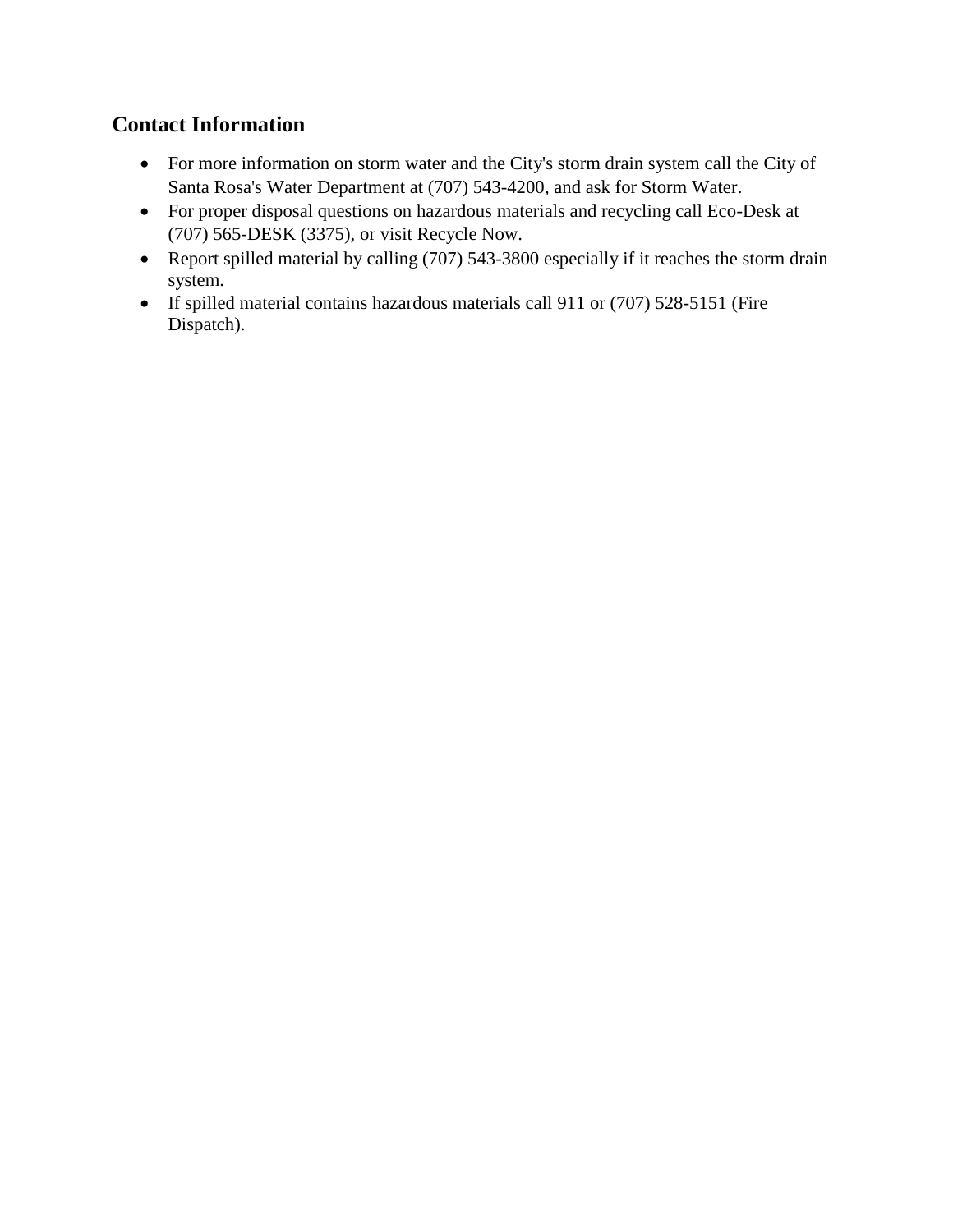## Contact Information

- For more information on storm water and the City's storm drain system call the City of Santa Rosa's Water Department at (707) 543-4200, and ask for Storm Water.
- For proper disposal questions on hazardous materials and recycling call Eco-Desk at (707) 565-DESK (3375), or visit Recycle Now.
- Report spilled material by calling (707) 543-3800 especially if it reaches the storm drain system.
- If spilled material contains hazardous materials call 911 or (707) 528-5151 (Fire Dispatch).